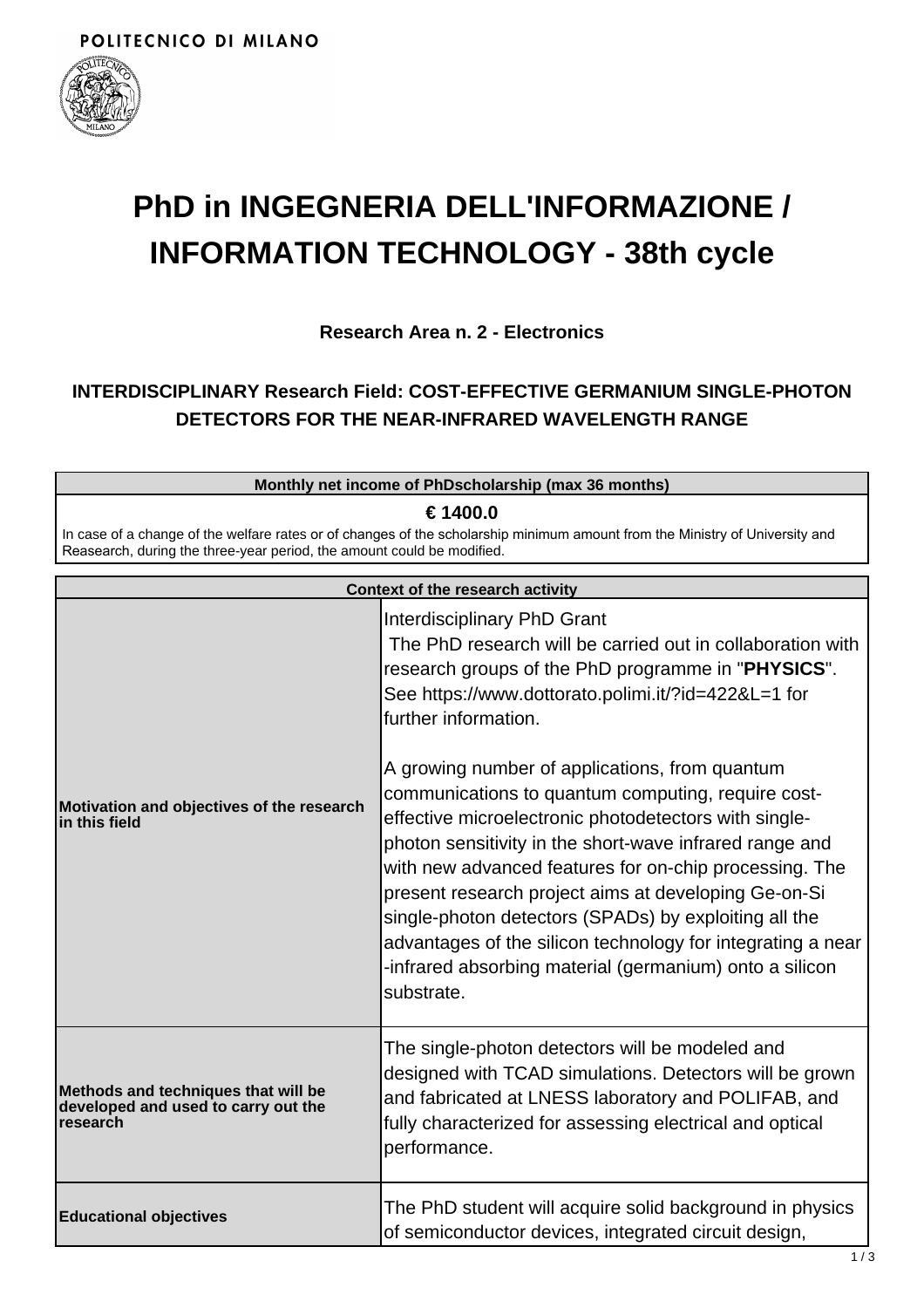POLITECNICO DI MILANO

# PhD in INGEGNERIA DELL'INFORMAZIONE / INFORMATION TECHNOLOGY - 38th cycle

### Research Area n. 2 - Electronics

### INTERDISCIPLINARY Research Field: COST-EFFECTIVE GERMANIUM SINGLE-PHOTON DETECTORS FOR THE NEAR-INFRARED WAVELENGTH RANGE

| Monthly net income of PhDscholarship (max 36 months) |
|---|
| **€ 1400.0**<br>In case of a change of the welfare rates or of changes of the scholarship minimum amount from the Ministry of University and Reasearch, during the three-year period, the amount could be modified. |

| Context of the research activity | |
|---|---|
| **Motivation and objectives of the research in this field** | Interdisciplinary PhD Grant<br>The PhD research will be carried out in collaboration with research groups of the PhD programme in "**PHYSICS**". See https://www.dottorato.polimi.it/?id=422&L=1 for further information.<br><br>A growing number of applications, from quantum communications to quantum computing, require cost-effective microelectronic photodetectors with single-photon sensitivity in the short-wave infrared range and with new advanced features for on-chip processing. The present research project aims at developing Ge-on-Si single-photon detectors (SPADs) by exploiting all the advantages of the silicon technology for integrating a near-infrared absorbing material (germanium) onto a silicon substrate. |
| **Methods and techniques that will be developed and used to carry out the research** | The single-photon detectors will be modeled and designed with TCAD simulations. Detectors will be grown and fabricated at LNESS laboratory and POLIFAB, and fully characterized for assessing electrical and optical performance. |
| **Educational objectives** | The PhD student will acquire solid background in physics of semiconductor devices, integrated circuit design, |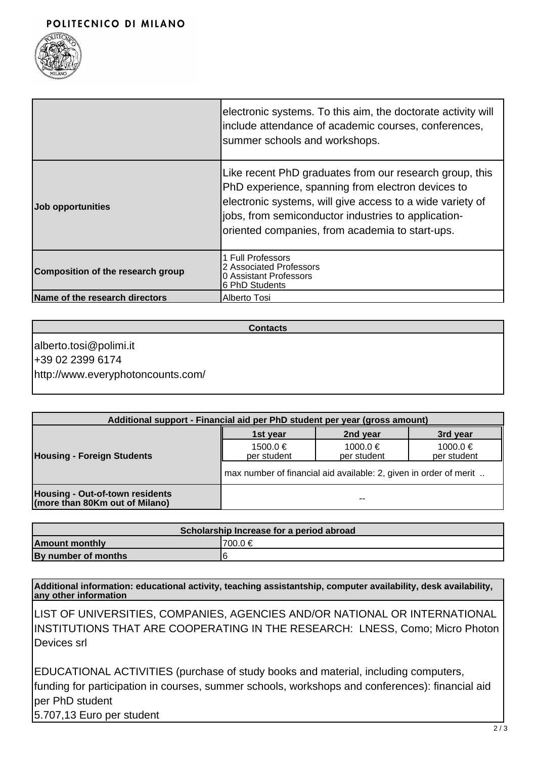| | |
|---|---|
| | electronic systems. To this aim, the doctorate activity will include attendance of academic courses, conferences, summer schools and workshops. |
| **Job opportunities** | Like recent PhD graduates from our research group, this PhD experience, spanning from electron devices to electronic systems, will give access to a wide variety of jobs, from semiconductor industries to application-oriented companies, from academia to start-ups. |
| **Composition of the research group** | 1 Full Professors<br>2 Associated Professors<br>0 Assistant Professors<br>6 PhD Students |
| **Name of the research directors** | Alberto Tosi |

| **Contacts** |
|---|
| alberto.tosi@polimi.it<br>+39 02 2399 6174<br>http://www.everyphotoncounts.com/ |

| **Additional support - Financial aid per PhD student per year (gross amount)** | | | |
|---|---|---|---|
| | **1st year** | **2nd year** | **3rd year** |
| **Housing - Foreign Students** | 1500.0 € per student | 1000.0 € per student | 1000.0 € per student |
| | max number of financial aid available: 2, given in order of merit .. | | |
| **Housing - Out-of-town residents (more than 80Km out of Milano)** | -- | | |

| **Scholarship Increase for a period abroad** | |
|---|---|
| **Amount monthly** | 700.0 € |
| **By number of months** | 6 |

**Additional information: educational activity, teaching assistantship, computer availability, desk availability, any other information**

LIST OF UNIVERSITIES, COMPANIES, AGENCIES AND/OR NATIONAL OR INTERNATIONAL INSTITUTIONS THAT ARE COOPERATING IN THE RESEARCH: LNESS, Como; Micro Photon Devices srl

EDUCATIONAL ACTIVITIES (purchase of study books and material, including computers, funding for participation in courses, summer schools, workshops and conferences): financial aid per PhD student
5.707,13 Euro per student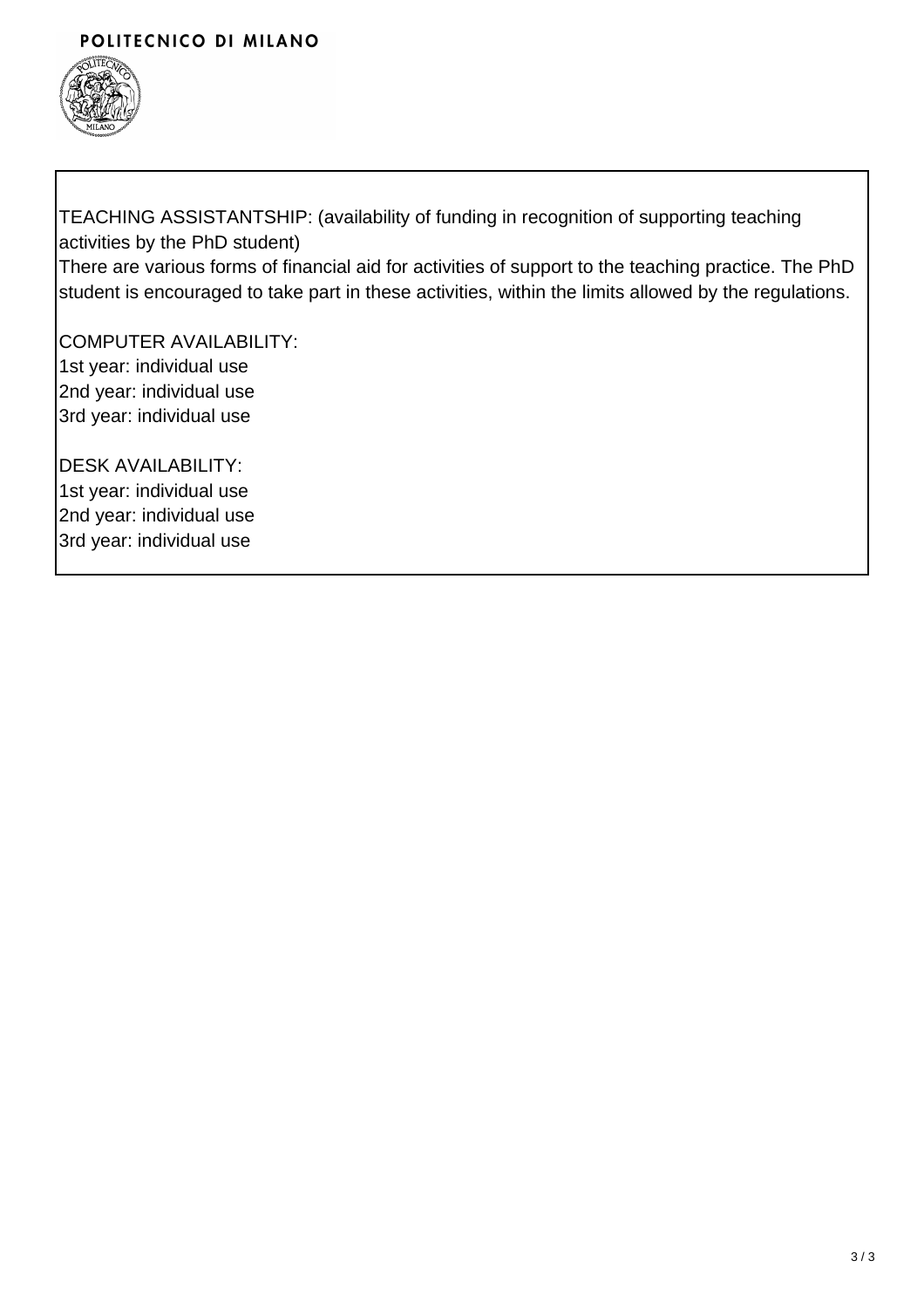TEACHING ASSISTANTSHIP: (availability of funding in recognition of supporting teaching activities by the PhD student)
There are various forms of financial aid for activities of support to the teaching practice. The PhD student is encouraged to take part in these activities, within the limits allowed by the regulations.

COMPUTER AVAILABILITY:
1st year: individual use
2nd year: individual use
3rd year: individual use

DESK AVAILABILITY:
1st year: individual use
2nd year: individual use
3rd year: individual use